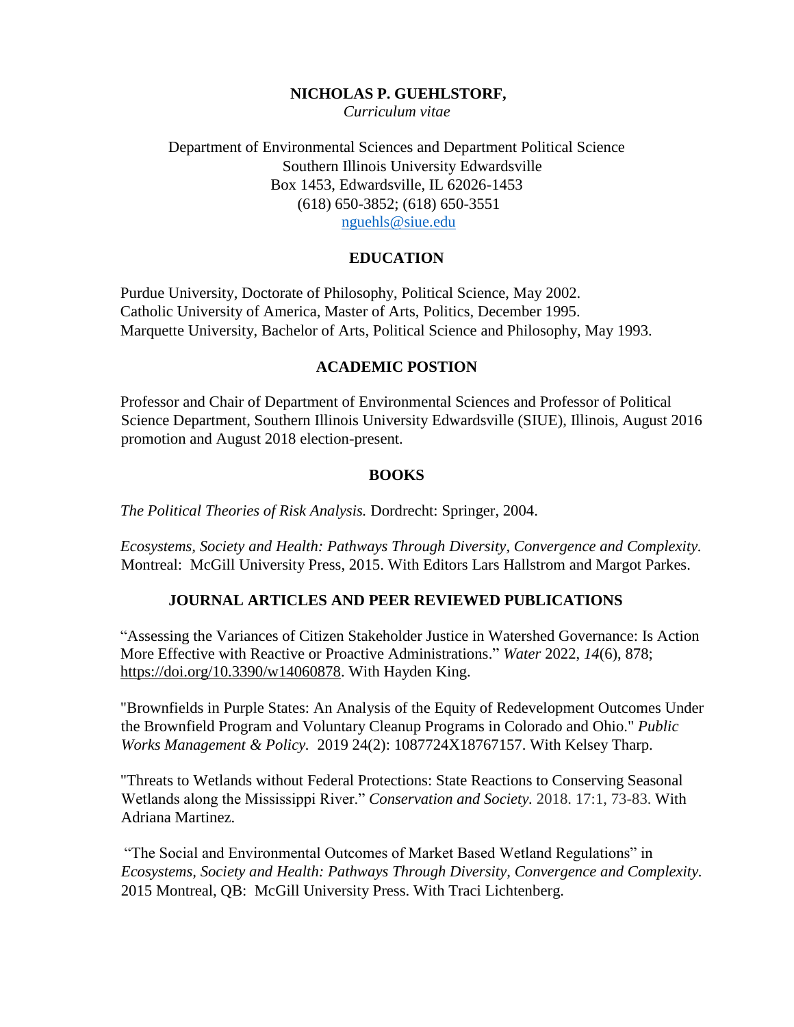# NICHOLAS P. GUEHLSTORF,

*Curriculum vitae*

Department of Environmental Sciences and Department Political Science
Southern Illinois University Edwardsville
Box 1453, Edwardsville, IL 62026-1453
(618) 650-3852; (618) 650-3551
nguehls@siue.edu

## EDUCATION

Purdue University, Doctorate of Philosophy, Political Science, May 2002.
Catholic University of America, Master of Arts, Politics, December 1995.
Marquette University, Bachelor of Arts, Political Science and Philosophy, May 1993.

## ACADEMIC POSTION

Professor and Chair of Department of Environmental Sciences and Professor of Political Science Department, Southern Illinois University Edwardsville (SIUE), Illinois, August 2016 promotion and August 2018 election-present.

## BOOKS

*The Political Theories of Risk Analysis.* Dordrecht: Springer, 2004.

*Ecosystems, Society and Health: Pathways Through Diversity, Convergence and Complexity.* Montreal: McGill University Press, 2015. With Editors Lars Hallstrom and Margot Parkes.

## JOURNAL ARTICLES AND PEER REVIEWED PUBLICATIONS

"Assessing the Variances of Citizen Stakeholder Justice in Watershed Governance: Is Action More Effective with Reactive or Proactive Administrations." *Water* 2022, *14*(6), 878; https://doi.org/10.3390/w14060878. With Hayden King.

"Brownfields in Purple States: An Analysis of the Equity of Redevelopment Outcomes Under the Brownfield Program and Voluntary Cleanup Programs in Colorado and Ohio." *Public Works Management & Policy.* 2019 24(2): 1087724X18767157. With Kelsey Tharp.

"Threats to Wetlands without Federal Protections: State Reactions to Conserving Seasonal Wetlands along the Mississippi River." *Conservation and Society.* 2018. 17:1, 73-83. With Adriana Martinez.

"The Social and Environmental Outcomes of Market Based Wetland Regulations" in *Ecosystems, Society and Health: Pathways Through Diversity, Convergence and Complexity.* 2015 Montreal, QB: McGill University Press. With Traci Lichtenberg.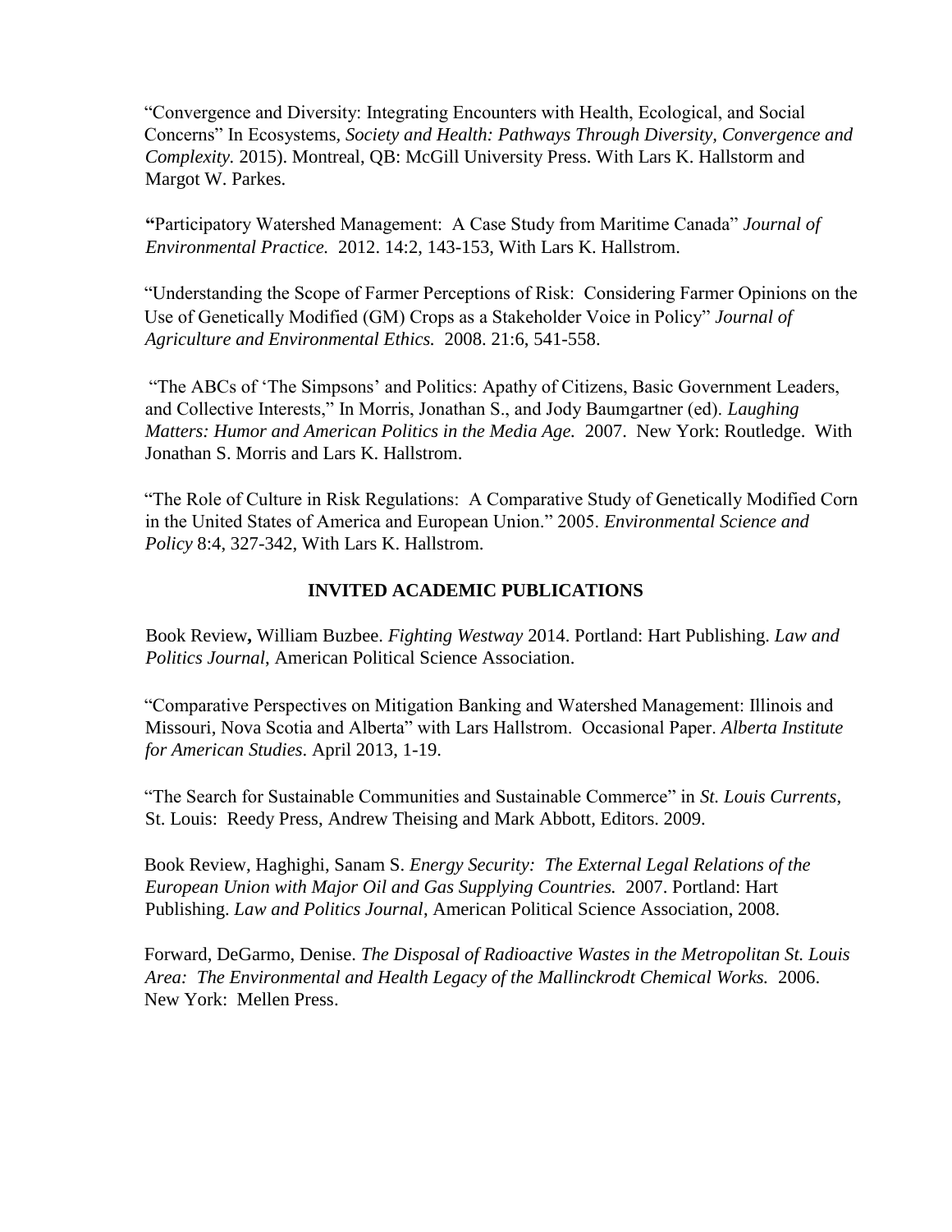"Convergence and Diversity: Integrating Encounters with Health, Ecological, and Social Concerns" In Ecosystems, *Society and Health: Pathways Through Diversity, Convergence and Complexity.* 2015). Montreal, QB: McGill University Press. With Lars K. Hallstorm and Margot W. Parkes.

**"**Participatory Watershed Management: A Case Study from Maritime Canada" *Journal of Environmental Practice.* 2012. 14:2, 143-153, With Lars K. Hallstrom.

"Understanding the Scope of Farmer Perceptions of Risk: Considering Farmer Opinions on the Use of Genetically Modified (GM) Crops as a Stakeholder Voice in Policy" *Journal of Agriculture and Environmental Ethics.* 2008. 21:6, 541-558.

"The ABCs of 'The Simpsons' and Politics: Apathy of Citizens, Basic Government Leaders, and Collective Interests," In Morris, Jonathan S., and Jody Baumgartner (ed). *Laughing Matters: Humor and American Politics in the Media Age.* 2007. New York: Routledge. With Jonathan S. Morris and Lars K. Hallstrom.

"The Role of Culture in Risk Regulations: A Comparative Study of Genetically Modified Corn in the United States of America and European Union." 2005. *Environmental Science and Policy* 8:4, 327-342, With Lars K. Hallstrom.

## INVITED ACADEMIC PUBLICATIONS

Book Review**,** William Buzbee. *Fighting Westway* 2014. Portland: Hart Publishing. *Law and Politics Journal,* American Political Science Association.

"Comparative Perspectives on Mitigation Banking and Watershed Management: Illinois and Missouri, Nova Scotia and Alberta" with Lars Hallstrom. Occasional Paper. *Alberta Institute for American Studies*. April 2013, 1-19.

"The Search for Sustainable Communities and Sustainable Commerce" in *St. Louis Currents*, St. Louis: Reedy Press, Andrew Theising and Mark Abbott, Editors. 2009.

Book Review, Haghighi, Sanam S. *Energy Security: The External Legal Relations of the European Union with Major Oil and Gas Supplying Countries.* 2007. Portland: Hart Publishing. *Law and Politics Journal*, American Political Science Association, 2008.

Forward, DeGarmo, Denise. *The Disposal of Radioactive Wastes in the Metropolitan St. Louis Area: The Environmental and Health Legacy of the Mallinckrodt Chemical Works.* 2006. New York: Mellen Press.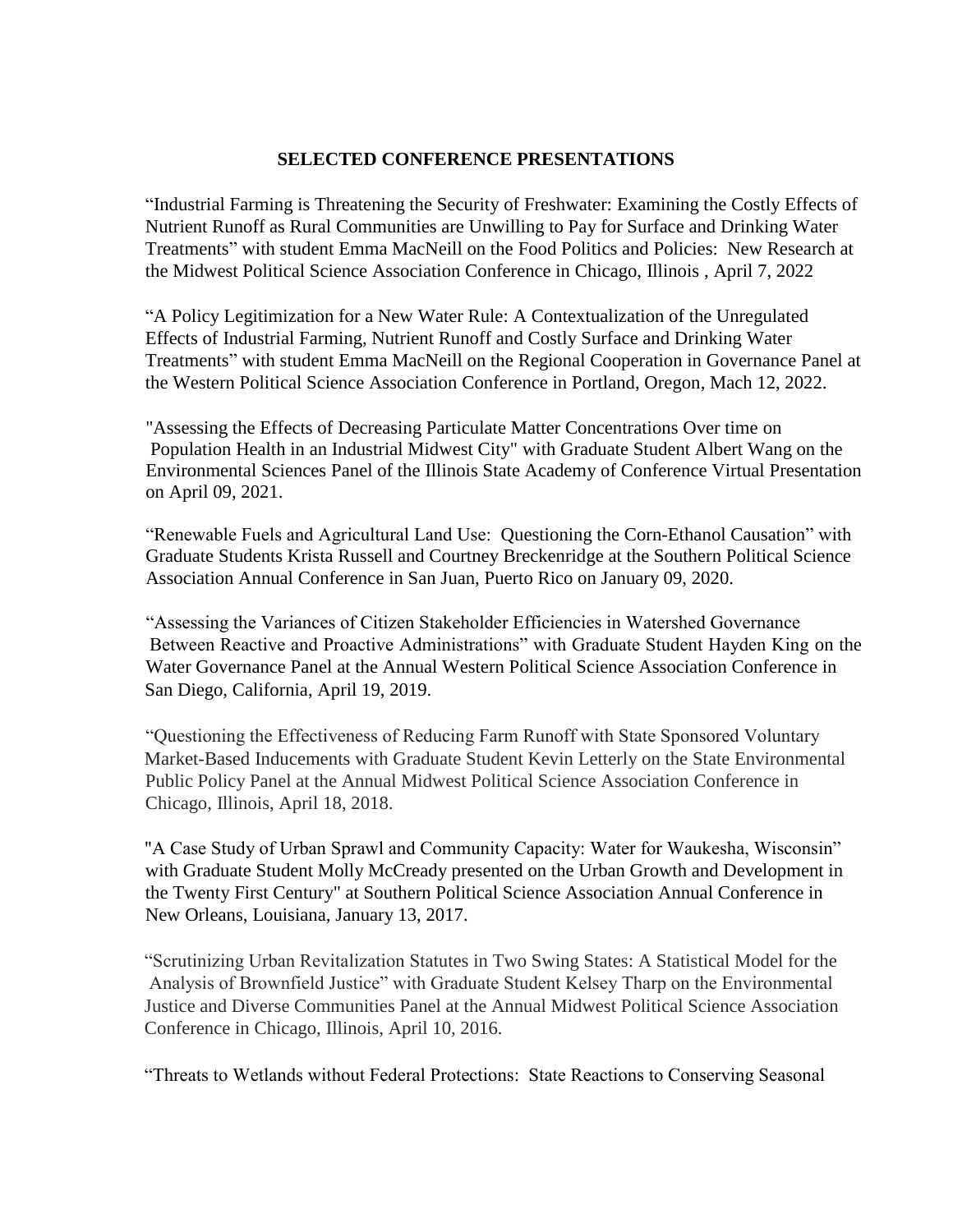**SELECTED CONFERENCE PRESENTATIONS**

"Industrial Farming is Threatening the Security of Freshwater: Examining the Costly Effects of Nutrient Runoff as Rural Communities are Unwilling to Pay for Surface and Drinking Water Treatments" with student Emma MacNeill on the Food Politics and Policies: New Research at the Midwest Political Science Association Conference in Chicago, Illinois , April 7, 2022

"A Policy Legitimization for a New Water Rule: A Contextualization of the Unregulated Effects of Industrial Farming, Nutrient Runoff and Costly Surface and Drinking Water Treatments" with student Emma MacNeill on the Regional Cooperation in Governance Panel at the Western Political Science Association Conference in Portland, Oregon, Mach 12, 2022.

"Assessing the Effects of Decreasing Particulate Matter Concentrations Over time on Population Health in an Industrial Midwest City" with Graduate Student Albert Wang on the Environmental Sciences Panel of the Illinois State Academy of Conference Virtual Presentation on April 09, 2021.

"Renewable Fuels and Agricultural Land Use: Questioning the Corn-Ethanol Causation" with Graduate Students Krista Russell and Courtney Breckenridge at the Southern Political Science Association Annual Conference in San Juan, Puerto Rico on January 09, 2020.

"Assessing the Variances of Citizen Stakeholder Efficiencies in Watershed Governance Between Reactive and Proactive Administrations" with Graduate Student Hayden King on the Water Governance Panel at the Annual Western Political Science Association Conference in San Diego, California, April 19, 2019.

"Questioning the Effectiveness of Reducing Farm Runoff with State Sponsored Voluntary Market-Based Inducements with Graduate Student Kevin Letterly on the State Environmental Public Policy Panel at the Annual Midwest Political Science Association Conference in Chicago, Illinois, April 18, 2018.

"A Case Study of Urban Sprawl and Community Capacity: Water for Waukesha, Wisconsin" with Graduate Student Molly McCready presented on the Urban Growth and Development in the Twenty First Century" at Southern Political Science Association Annual Conference in New Orleans, Louisiana, January 13, 2017.

"Scrutinizing Urban Revitalization Statutes in Two Swing States: A Statistical Model for the Analysis of Brownfield Justice" with Graduate Student Kelsey Tharp on the Environmental Justice and Diverse Communities Panel at the Annual Midwest Political Science Association Conference in Chicago, Illinois, April 10, 2016.

"Threats to Wetlands without Federal Protections: State Reactions to Conserving Seasonal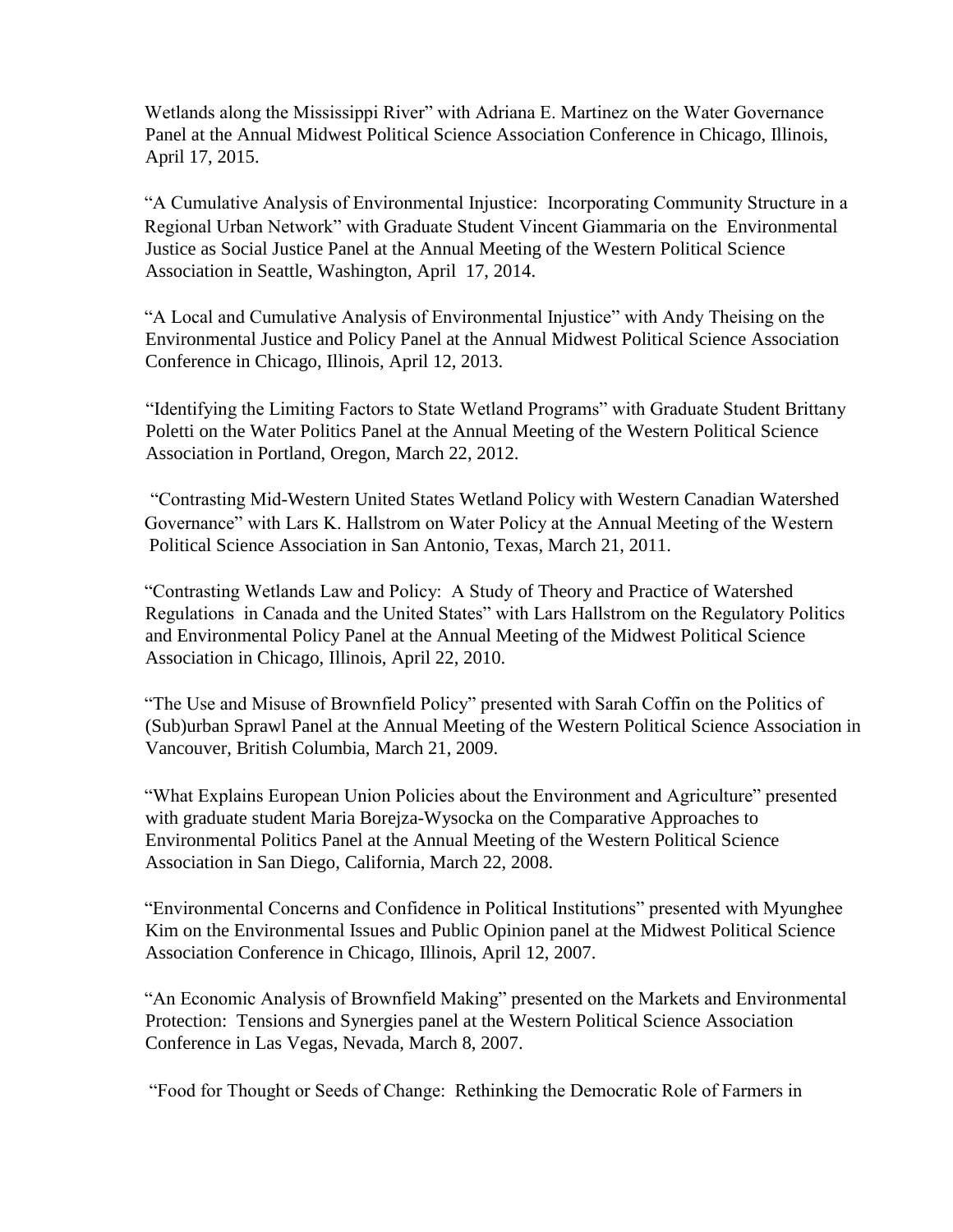Wetlands along the Mississippi River" with Adriana E. Martinez on the Water Governance Panel at the Annual Midwest Political Science Association Conference in Chicago, Illinois, April 17, 2015.

"A Cumulative Analysis of Environmental Injustice: Incorporating Community Structure in a Regional Urban Network" with Graduate Student Vincent Giammaria on the Environmental Justice as Social Justice Panel at the Annual Meeting of the Western Political Science Association in Seattle, Washington, April 17, 2014.

"A Local and Cumulative Analysis of Environmental Injustice" with Andy Theising on the Environmental Justice and Policy Panel at the Annual Midwest Political Science Association Conference in Chicago, Illinois, April 12, 2013.

"Identifying the Limiting Factors to State Wetland Programs" with Graduate Student Brittany Poletti on the Water Politics Panel at the Annual Meeting of the Western Political Science Association in Portland, Oregon, March 22, 2012.

"Contrasting Mid-Western United States Wetland Policy with Western Canadian Watershed Governance" with Lars K. Hallstrom on Water Policy at the Annual Meeting of the Western Political Science Association in San Antonio, Texas, March 21, 2011.

"Contrasting Wetlands Law and Policy: A Study of Theory and Practice of Watershed Regulations in Canada and the United States" with Lars Hallstrom on the Regulatory Politics and Environmental Policy Panel at the Annual Meeting of the Midwest Political Science Association in Chicago, Illinois, April 22, 2010.

"The Use and Misuse of Brownfield Policy" presented with Sarah Coffin on the Politics of (Sub)urban Sprawl Panel at the Annual Meeting of the Western Political Science Association in Vancouver, British Columbia, March 21, 2009.

"What Explains European Union Policies about the Environment and Agriculture" presented with graduate student Maria Borejza-Wysocka on the Comparative Approaches to Environmental Politics Panel at the Annual Meeting of the Western Political Science Association in San Diego, California, March 22, 2008.

"Environmental Concerns and Confidence in Political Institutions" presented with Myunghee Kim on the Environmental Issues and Public Opinion panel at the Midwest Political Science Association Conference in Chicago, Illinois, April 12, 2007.

"An Economic Analysis of Brownfield Making" presented on the Markets and Environmental Protection: Tensions and Synergies panel at the Western Political Science Association Conference in Las Vegas, Nevada, March 8, 2007.

"Food for Thought or Seeds of Change: Rethinking the Democratic Role of Farmers in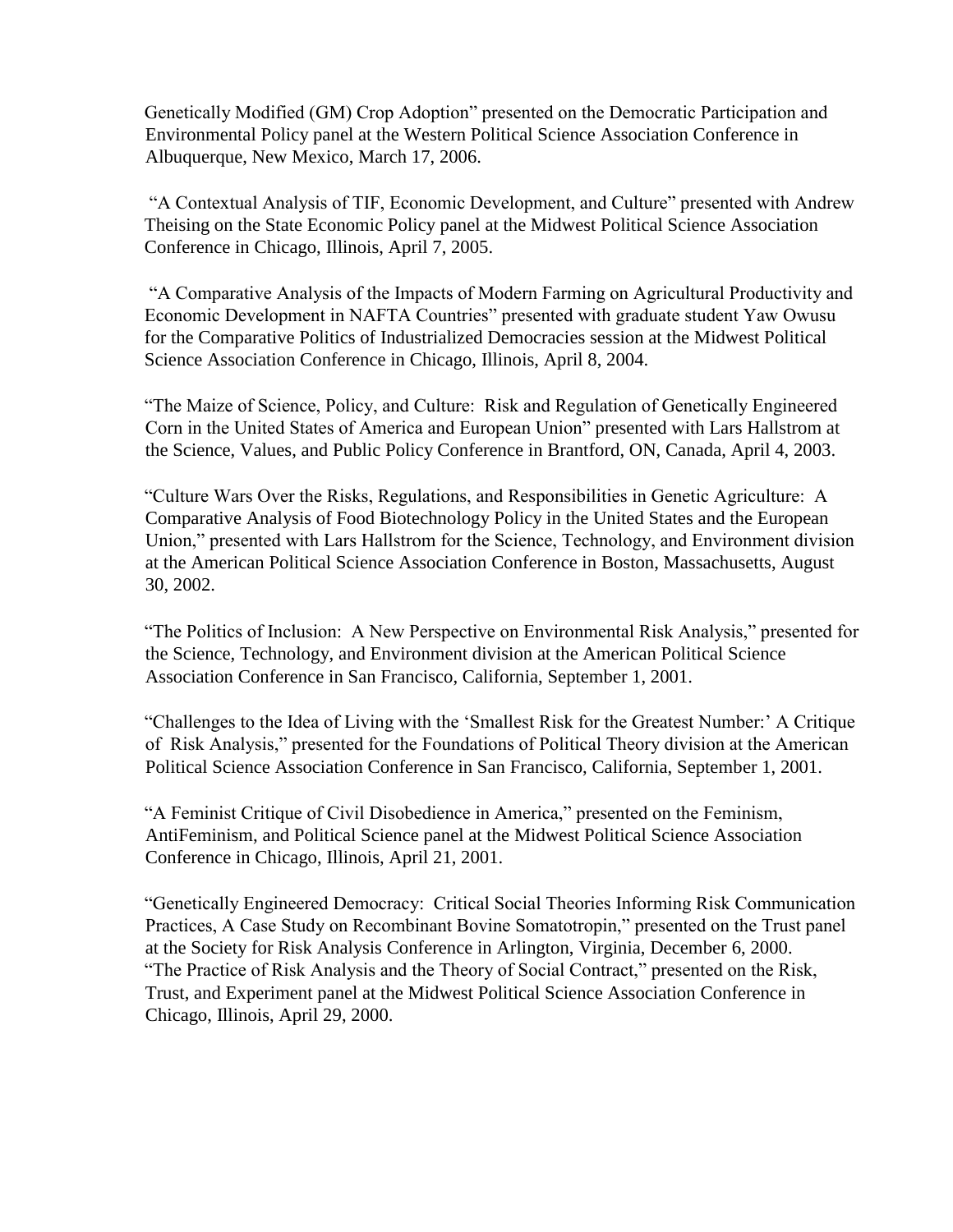Genetically Modified (GM) Crop Adoption" presented on the Democratic Participation and Environmental Policy panel at the Western Political Science Association Conference in Albuquerque, New Mexico, March 17, 2006.

"A Contextual Analysis of TIF, Economic Development, and Culture" presented with Andrew Theising on the State Economic Policy panel at the Midwest Political Science Association Conference in Chicago, Illinois, April 7, 2005.

"A Comparative Analysis of the Impacts of Modern Farming on Agricultural Productivity and Economic Development in NAFTA Countries" presented with graduate student Yaw Owusu for the Comparative Politics of Industrialized Democracies session at the Midwest Political Science Association Conference in Chicago, Illinois, April 8, 2004.

"The Maize of Science, Policy, and Culture: Risk and Regulation of Genetically Engineered Corn in the United States of America and European Union" presented with Lars Hallstrom at the Science, Values, and Public Policy Conference in Brantford, ON, Canada, April 4, 2003.

"Culture Wars Over the Risks, Regulations, and Responsibilities in Genetic Agriculture: A Comparative Analysis of Food Biotechnology Policy in the United States and the European Union," presented with Lars Hallstrom for the Science, Technology, and Environment division at the American Political Science Association Conference in Boston, Massachusetts, August 30, 2002.

"The Politics of Inclusion: A New Perspective on Environmental Risk Analysis," presented for the Science, Technology, and Environment division at the American Political Science Association Conference in San Francisco, California, September 1, 2001.

"Challenges to the Idea of Living with the 'Smallest Risk for the Greatest Number:' A Critique of Risk Analysis," presented for the Foundations of Political Theory division at the American Political Science Association Conference in San Francisco, California, September 1, 2001.

"A Feminist Critique of Civil Disobedience in America," presented on the Feminism, AntiFeminism, and Political Science panel at the Midwest Political Science Association Conference in Chicago, Illinois, April 21, 2001.

"Genetically Engineered Democracy: Critical Social Theories Informing Risk Communication Practices, A Case Study on Recombinant Bovine Somatotropin," presented on the Trust panel at the Society for Risk Analysis Conference in Arlington, Virginia, December 6, 2000.

"The Practice of Risk Analysis and the Theory of Social Contract," presented on the Risk, Trust, and Experiment panel at the Midwest Political Science Association Conference in Chicago, Illinois, April 29, 2000.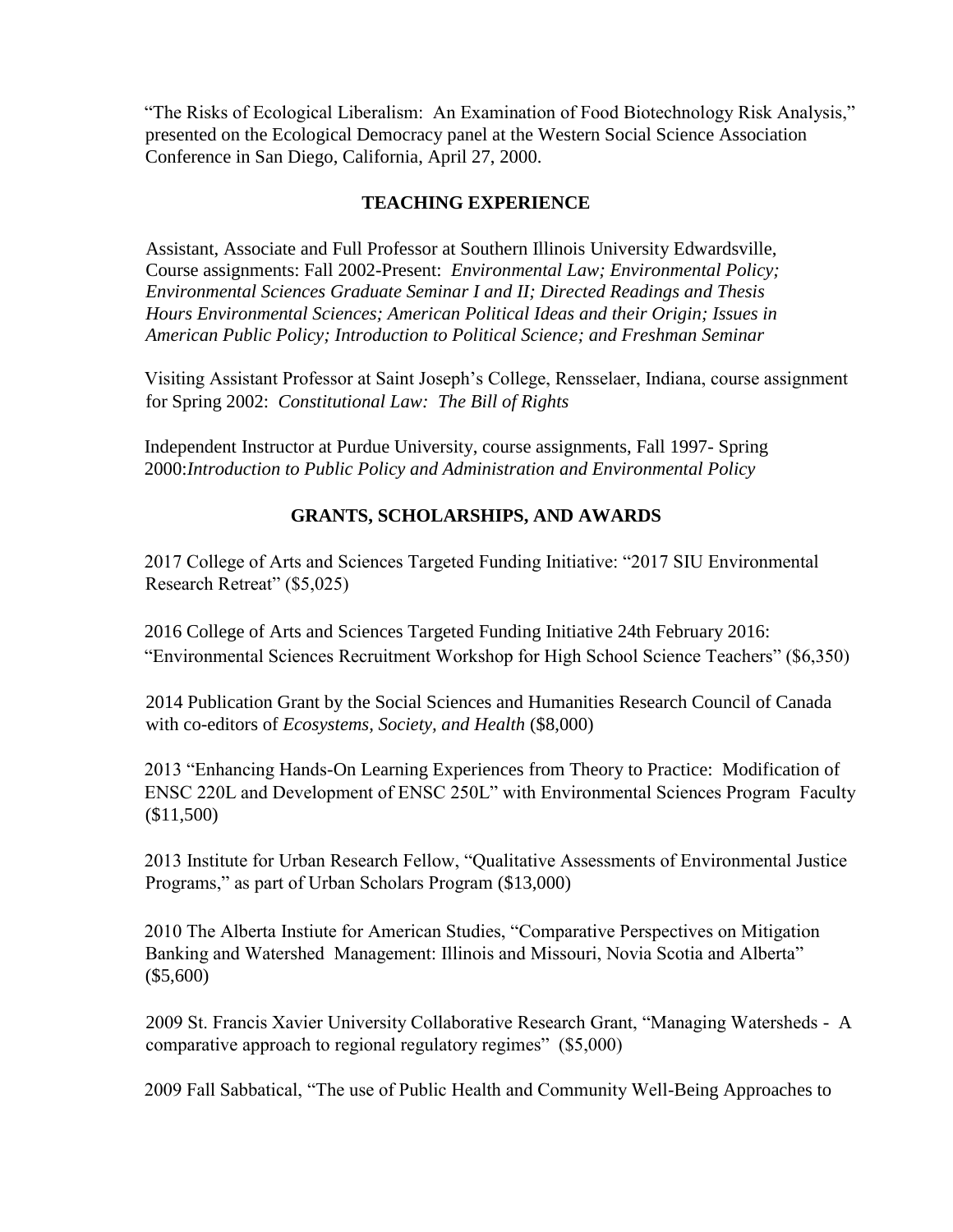"The Risks of Ecological Liberalism: An Examination of Food Biotechnology Risk Analysis," presented on the Ecological Democracy panel at the Western Social Science Association Conference in San Diego, California, April 27, 2000.

## TEACHING EXPERIENCE

Assistant, Associate and Full Professor at Southern Illinois University Edwardsville, Course assignments: Fall 2002-Present: *Environmental Law; Environmental Policy; Environmental Sciences Graduate Seminar I and II; Directed Readings and Thesis Hours Environmental Sciences; American Political Ideas and their Origin; Issues in American Public Policy; Introduction to Political Science; and Freshman Seminar*

Visiting Assistant Professor at Saint Joseph's College, Rensselaer, Indiana, course assignment for Spring 2002: *Constitutional Law: The Bill of Rights*

Independent Instructor at Purdue University, course assignments, Fall 1997- Spring 2000:*Introduction to Public Policy and Administration and Environmental Policy*

## GRANTS, SCHOLARSHIPS, AND AWARDS

2017 College of Arts and Sciences Targeted Funding Initiative: "2017 SIU Environmental Research Retreat" ($5,025)

2016 College of Arts and Sciences Targeted Funding Initiative 24th February 2016: "Environmental Sciences Recruitment Workshop for High School Science Teachers" ($6,350)

2014 Publication Grant by the Social Sciences and Humanities Research Council of Canada with co-editors of *Ecosystems, Society, and Health* ($8,000)

2013 "Enhancing Hands-On Learning Experiences from Theory to Practice: Modification of ENSC 220L and Development of ENSC 250L" with Environmental Sciences Program Faculty ($11,500)

2013 Institute for Urban Research Fellow, "Qualitative Assessments of Environmental Justice Programs," as part of Urban Scholars Program ($13,000)

2010 The Alberta Instiute for American Studies, "Comparative Perspectives on Mitigation Banking and Watershed Management: Illinois and Missouri, Novia Scotia and Alberta" ($5,600)

2009 St. Francis Xavier University Collaborative Research Grant, "Managing Watersheds - A comparative approach to regional regulatory regimes" ($5,000)

2009 Fall Sabbatical, "The use of Public Health and Community Well-Being Approaches to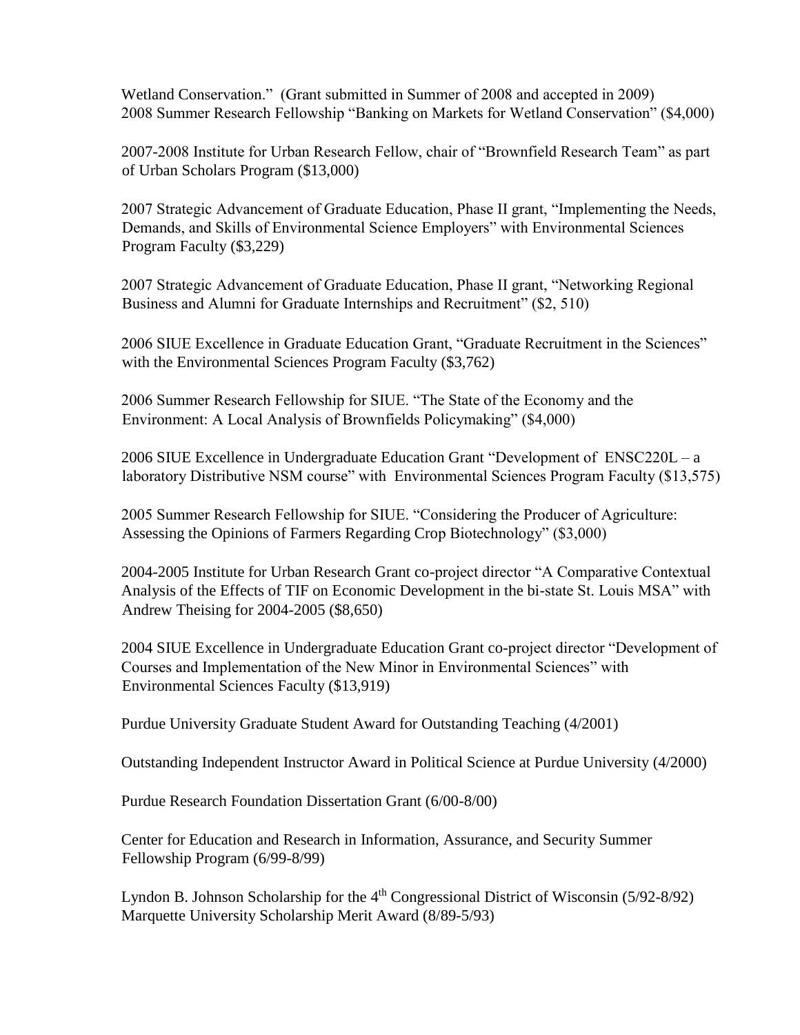Wetland Conservation." (Grant submitted in Summer of 2008 and accepted in 2009)
2008 Summer Research Fellowship "Banking on Markets for Wetland Conservation" ($4,000)

2007-2008 Institute for Urban Research Fellow, chair of "Brownfield Research Team" as part of Urban Scholars Program ($13,000)

2007 Strategic Advancement of Graduate Education, Phase II grant, "Implementing the Needs, Demands, and Skills of Environmental Science Employers" with Environmental Sciences Program Faculty ($3,229)

2007 Strategic Advancement of Graduate Education, Phase II grant, "Networking Regional Business and Alumni for Graduate Internships and Recruitment" ($2, 510)

2006 SIUE Excellence in Graduate Education Grant, "Graduate Recruitment in the Sciences" with the Environmental Sciences Program Faculty ($3,762)

2006 Summer Research Fellowship for SIUE. "The State of the Economy and the Environment: A Local Analysis of Brownfields Policymaking" ($4,000)

2006 SIUE Excellence in Undergraduate Education Grant "Development of ENSC220L – a laboratory Distributive NSM course" with Environmental Sciences Program Faculty ($13,575)

2005 Summer Research Fellowship for SIUE. "Considering the Producer of Agriculture: Assessing the Opinions of Farmers Regarding Crop Biotechnology" ($3,000)

2004-2005 Institute for Urban Research Grant co-project director "A Comparative Contextual Analysis of the Effects of TIF on Economic Development in the bi-state St. Louis MSA" with Andrew Theising for 2004-2005 ($8,650)

2004 SIUE Excellence in Undergraduate Education Grant co-project director "Development of Courses and Implementation of the New Minor in Environmental Sciences" with Environmental Sciences Faculty ($13,919)

Purdue University Graduate Student Award for Outstanding Teaching (4/2001)

Outstanding Independent Instructor Award in Political Science at Purdue University (4/2000)

Purdue Research Foundation Dissertation Grant (6/00-8/00)

Center for Education and Research in Information, Assurance, and Security Summer Fellowship Program (6/99-8/99)

Lyndon B. Johnson Scholarship for the 4th Congressional District of Wisconsin (5/92-8/92)
Marquette University Scholarship Merit Award (8/89-5/93)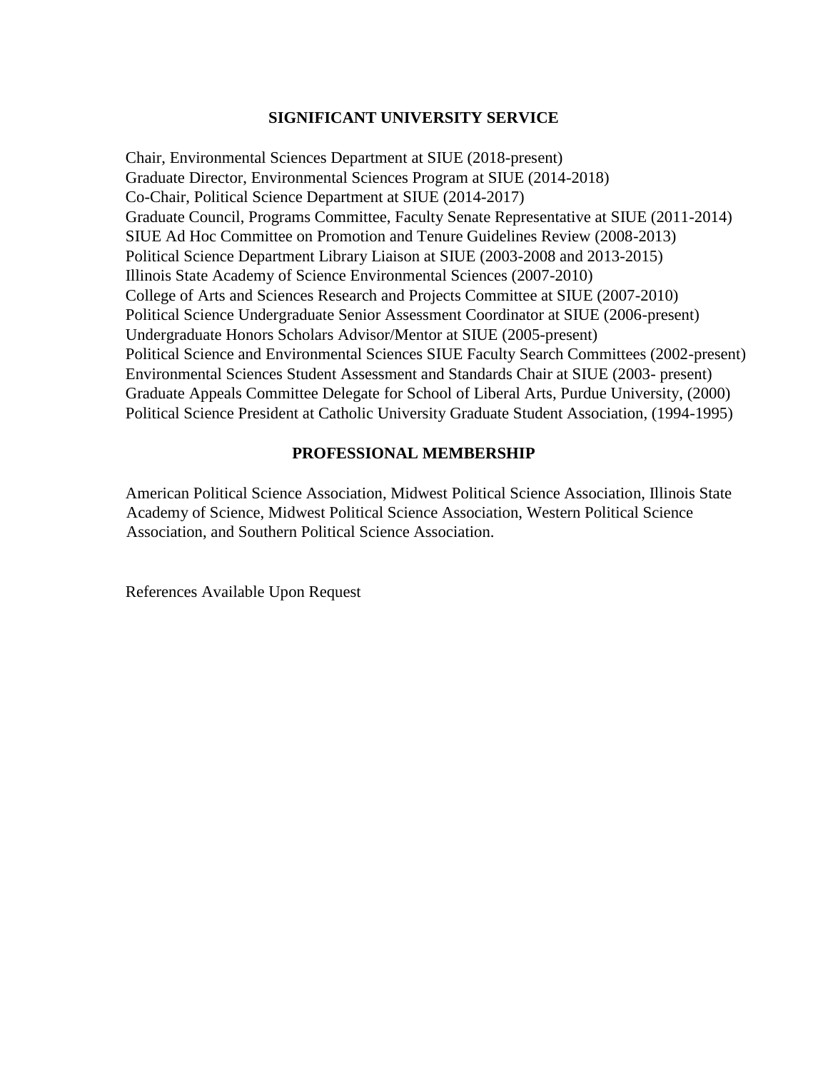## SIGNIFICANT UNIVERSITY SERVICE

Chair, Environmental Sciences Department at SIUE (2018-present)
Graduate Director, Environmental Sciences Program at SIUE (2014-2018)
Co-Chair, Political Science Department at SIUE (2014-2017)
Graduate Council, Programs Committee, Faculty Senate Representative at SIUE (2011-2014)
SIUE Ad Hoc Committee on Promotion and Tenure Guidelines Review (2008-2013)
Political Science Department Library Liaison at SIUE (2003-2008 and 2013-2015)
Illinois State Academy of Science Environmental Sciences (2007-2010)
College of Arts and Sciences Research and Projects Committee at SIUE (2007-2010)
Political Science Undergraduate Senior Assessment Coordinator at SIUE (2006-present)
Undergraduate Honors Scholars Advisor/Mentor at SIUE (2005-present)
Political Science and Environmental Sciences SIUE Faculty Search Committees (2002-present)
Environmental Sciences Student Assessment and Standards Chair at SIUE (2003- present)
Graduate Appeals Committee Delegate for School of Liberal Arts, Purdue University, (2000)
Political Science President at Catholic University Graduate Student Association, (1994-1995)

## PROFESSIONAL MEMBERSHIP

American Political Science Association, Midwest Political Science Association, Illinois State Academy of Science, Midwest Political Science Association, Western Political Science Association, and Southern Political Science Association.

References Available Upon Request